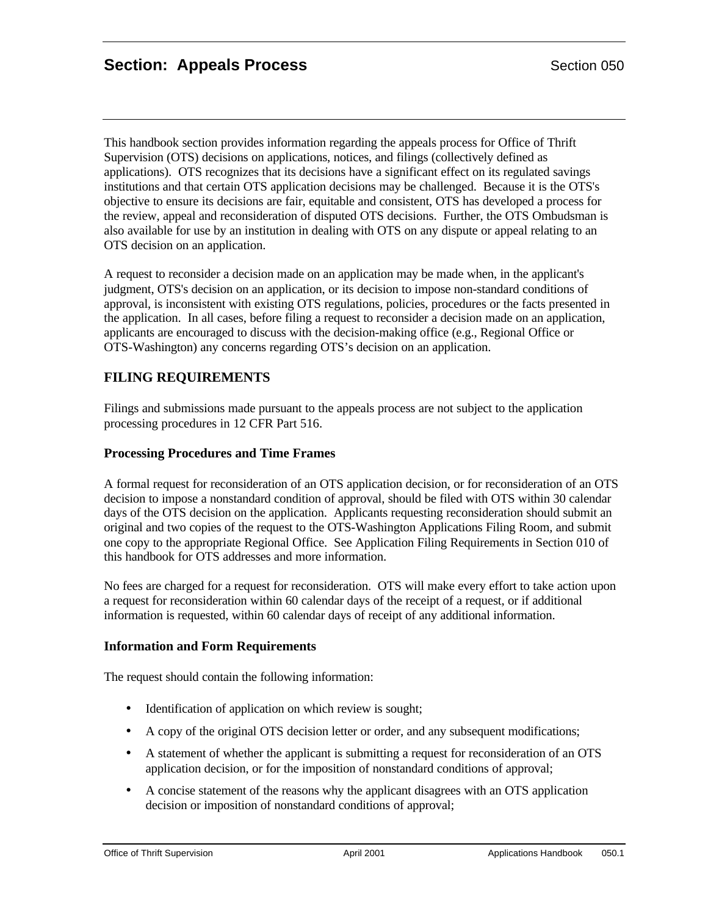# Section: Appeals Process

Section 050

This handbook section provides information regarding the appeals process for Office of Thrift Supervision (OTS) decisions on applications, notices, and filings (collectively defined as applications). OTS recognizes that its decisions have a significant effect on its regulated savings institutions and that certain OTS application decisions may be challenged. Because it is the OTS's objective to ensure its decisions are fair, equitable and consistent, OTS has developed a process for the review, appeal and reconsideration of disputed OTS decisions. Further, the OTS Ombudsman is also available for use by an institution in dealing with OTS on any dispute or appeal relating to an OTS decision on an application.

A request to reconsider a decision made on an application may be made when, in the applicant's judgment, OTS's decision on an application, or its decision to impose non-standard conditions of approval, is inconsistent with existing OTS regulations, policies, procedures or the facts presented in the application. In all cases, before filing a request to reconsider a decision made on an application, applicants are encouraged to discuss with the decision-making office (e.g., Regional Office or OTS-Washington) any concerns regarding OTS's decision on an application.

## FILING REQUIREMENTS

Filings and submissions made pursuant to the appeals process are not subject to the application processing procedures in 12 CFR Part 516.

### Processing Procedures and Time Frames

A formal request for reconsideration of an OTS application decision, or for reconsideration of an OTS decision to impose a nonstandard condition of approval, should be filed with OTS within 30 calendar days of the OTS decision on the application. Applicants requesting reconsideration should submit an original and two copies of the request to the OTS-Washington Applications Filing Room, and submit one copy to the appropriate Regional Office. See Application Filing Requirements in Section 010 of this handbook for OTS addresses and more information.

No fees are charged for a request for reconsideration. OTS will make every effort to take action upon a request for reconsideration within 60 calendar days of the receipt of a request, or if additional information is requested, within 60 calendar days of receipt of any additional information.

### Information and Form Requirements

The request should contain the following information:

- Identification of application on which review is sought;
- A copy of the original OTS decision letter or order, and any subsequent modifications;
- A statement of whether the applicant is submitting a request for reconsideration of an OTS application decision, or for the imposition of nonstandard conditions of approval;
- A concise statement of the reasons why the applicant disagrees with an OTS application decision or imposition of nonstandard conditions of approval;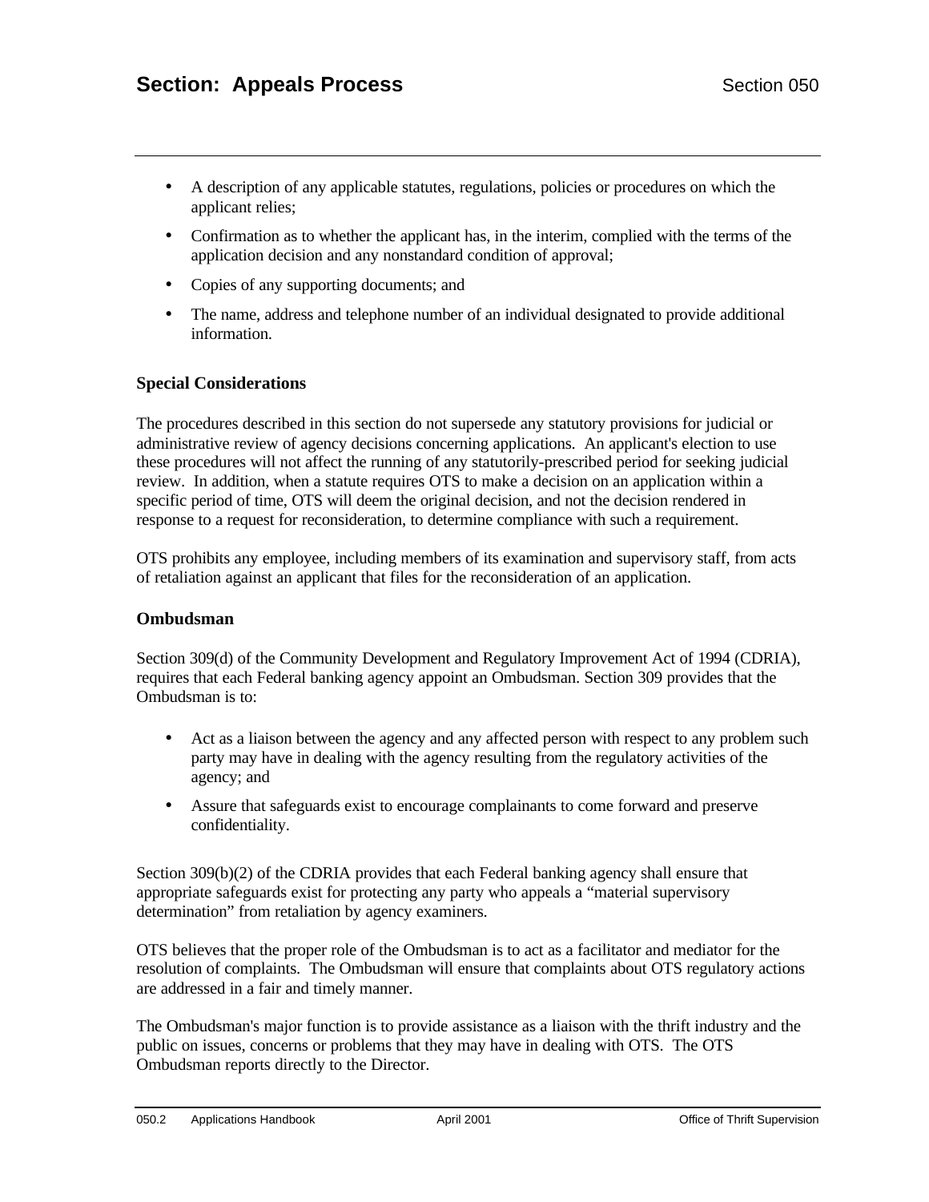- A description of any applicable statutes, regulations, policies or procedures on which the applicant relies;
- Confirmation as to whether the applicant has, in the interim, complied with the terms of the application decision and any nonstandard condition of approval;
- Copies of any supporting documents; and
- The name, address and telephone number of an individual designated to provide additional information.

### Special Considerations

The procedures described in this section do not supersede any statutory provisions for judicial or administrative review of agency decisions concerning applications. An applicant's election to use these procedures will not affect the running of any statutorily-prescribed period for seeking judicial review. In addition, when a statute requires OTS to make a decision on an application within a specific period of time, OTS will deem the original decision, and not the decision rendered in response to a request for reconsideration, to determine compliance with such a requirement.

OTS prohibits any employee, including members of its examination and supervisory staff, from acts of retaliation against an applicant that files for the reconsideration of an application.

### Ombudsman

Section 309(d) of the Community Development and Regulatory Improvement Act of 1994 (CDRIA), requires that each Federal banking agency appoint an Ombudsman. Section 309 provides that the Ombudsman is to:

- Act as a liaison between the agency and any affected person with respect to any problem such party may have in dealing with the agency resulting from the regulatory activities of the agency; and
- Assure that safeguards exist to encourage complainants to come forward and preserve confidentiality.

Section 309(b)(2) of the CDRIA provides that each Federal banking agency shall ensure that appropriate safeguards exist for protecting any party who appeals a "material supervisory determination" from retaliation by agency examiners.

OTS believes that the proper role of the Ombudsman is to act as a facilitator and mediator for the resolution of complaints. The Ombudsman will ensure that complaints about OTS regulatory actions are addressed in a fair and timely manner.

The Ombudsman's major function is to provide assistance as a liaison with the thrift industry and the public on issues, concerns or problems that they may have in dealing with OTS. The OTS Ombudsman reports directly to the Director.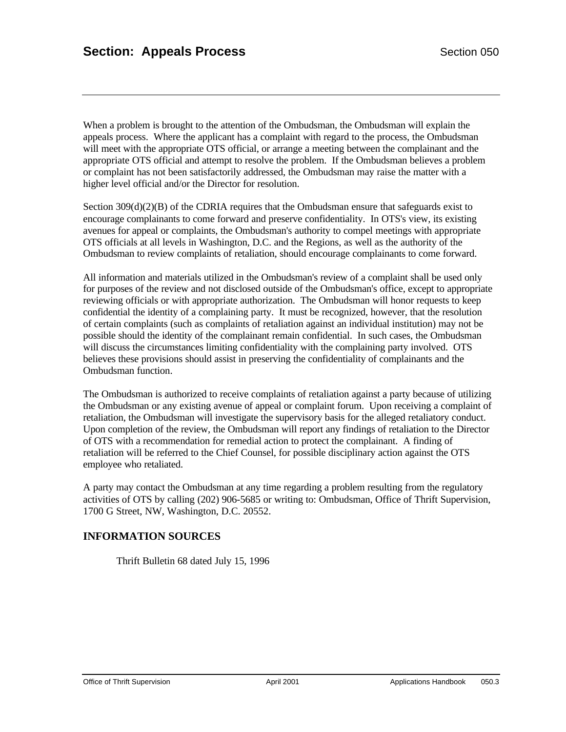When a problem is brought to the attention of the Ombudsman, the Ombudsman will explain the appeals process. Where the applicant has a complaint with regard to the process, the Ombudsman will meet with the appropriate OTS official, or arrange a meeting between the complainant and the appropriate OTS official and attempt to resolve the problem. If the Ombudsman believes a problem or complaint has not been satisfactorily addressed, the Ombudsman may raise the matter with a higher level official and/or the Director for resolution.

Section 309(d)(2)(B) of the CDRIA requires that the Ombudsman ensure that safeguards exist to encourage complainants to come forward and preserve confidentiality. In OTS's view, its existing avenues for appeal or complaints, the Ombudsman's authority to compel meetings with appropriate OTS officials at all levels in Washington, D.C. and the Regions, as well as the authority of the Ombudsman to review complaints of retaliation, should encourage complainants to come forward.

All information and materials utilized in the Ombudsman's review of a complaint shall be used only for purposes of the review and not disclosed outside of the Ombudsman's office, except to appropriate reviewing officials or with appropriate authorization. The Ombudsman will honor requests to keep confidential the identity of a complaining party. It must be recognized, however, that the resolution of certain complaints (such as complaints of retaliation against an individual institution) may not be possible should the identity of the complainant remain confidential. In such cases, the Ombudsman will discuss the circumstances limiting confidentiality with the complaining party involved. OTS believes these provisions should assist in preserving the confidentiality of complainants and the Ombudsman function.

The Ombudsman is authorized to receive complaints of retaliation against a party because of utilizing the Ombudsman or any existing avenue of appeal or complaint forum. Upon receiving a complaint of retaliation, the Ombudsman will investigate the supervisory basis for the alleged retaliatory conduct. Upon completion of the review, the Ombudsman will report any findings of retaliation to the Director of OTS with a recommendation for remedial action to protect the complainant. A finding of retaliation will be referred to the Chief Counsel, for possible disciplinary action against the OTS employee who retaliated.

A party may contact the Ombudsman at any time regarding a problem resulting from the regulatory activities of OTS by calling (202) 906-5685 or writing to: Ombudsman, Office of Thrift Supervision, 1700 G Street, NW, Washington, D.C. 20552.

## INFORMATION SOURCES

Thrift Bulletin 68 dated July 15, 1996